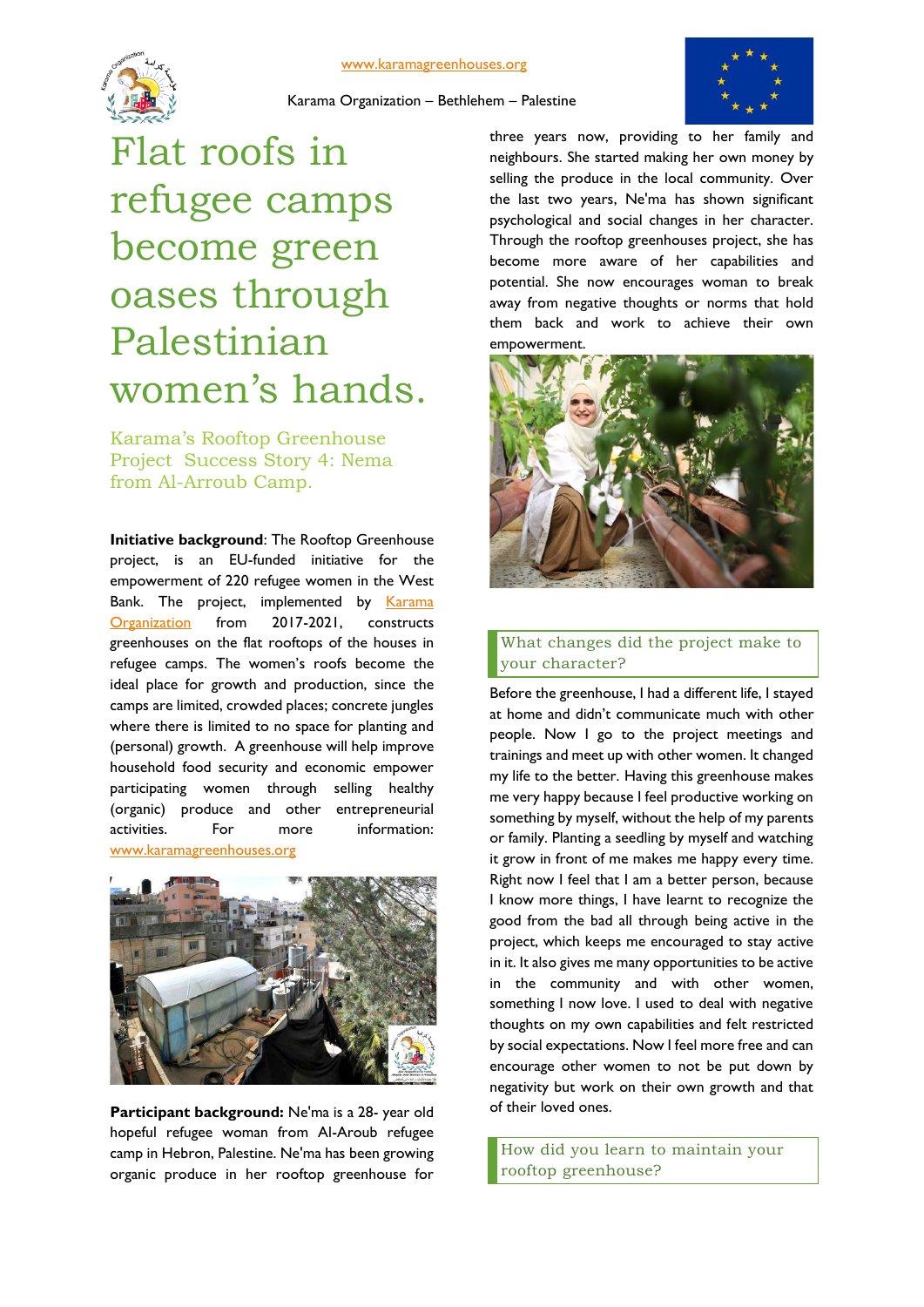www.karamagreenhouses.org

Karama Organization – Bethlehem – Palestine

# Flat roofs in refugee camps become green oases through Palestinian women's hands.

## Karama's Rooftop Greenhouse Project Success Story 4: Nema from Al-Arroub Camp.

**Initiative background**: The Rooftop Greenhouse project, is an EU-funded initiative for the empowerment of 220 refugee women in the West Bank. The project, implemented by Karama Organization from 2017-2021, constructs greenhouses on the flat rooftops of the houses in refugee camps. The women's roofs become the ideal place for growth and production, since the camps are limited, crowded places; concrete jungles where there is limited to no space for planting and (personal) growth. A greenhouse will help improve household food security and economic empower participating women through selling healthy (organic) produce and other entrepreneurial activities. For more information: www.karamagreenhouses.org

**Participant background:** Ne'ma is a 28- year old hopeful refugee woman from Al-Aroub refugee camp in Hebron, Palestine. Ne'ma has been growing organic produce in her rooftop greenhouse for three years now, providing to her family and neighbours. She started making her own money by selling the produce in the local community. Over the last two years, Ne'ma has shown significant psychological and social changes in her character. Through the rooftop greenhouses project, she has become more aware of her capabilities and potential. She now encourages woman to break away from negative thoughts or norms that hold them back and work to achieve their own empowerment.

### What changes did the project make to your character?

Before the greenhouse, I had a different life, I stayed at home and didn't communicate much with other people. Now I go to the project meetings and trainings and meet up with other women. It changed my life to the better. Having this greenhouse makes me very happy because I feel productive working on something by myself, without the help of my parents or family. Planting a seedling by myself and watching it grow in front of me makes me happy every time. Right now I feel that I am a better person, because I know more things, I have learnt to recognize the good from the bad all through being active in the project, which keeps me encouraged to stay active in it. It also gives me many opportunities to be active in the community and with other women, something I now love. I used to deal with negative thoughts on my own capabilities and felt restricted by social expectations. Now I feel more free and can encourage other women to not be put down by negativity but work on their own growth and that of their loved ones.

### How did you learn to maintain your rooftop greenhouse?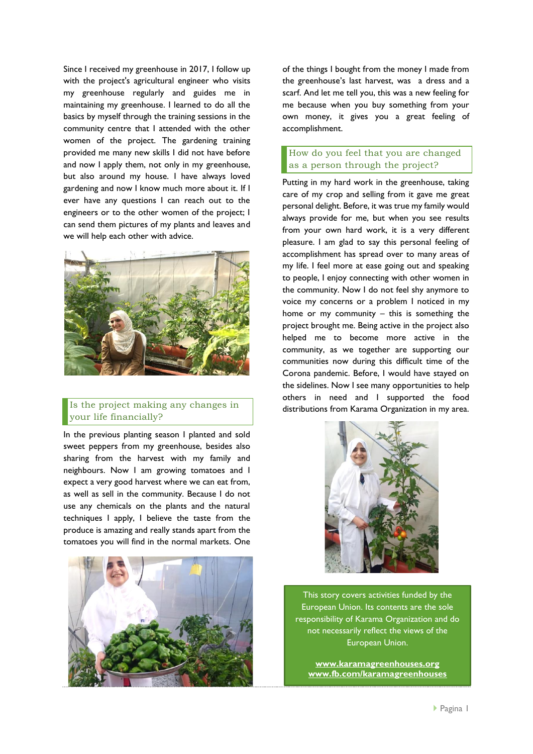Since I received my greenhouse in 2017, I follow up with the project's agricultural engineer who visits my greenhouse regularly and guides me in maintaining my greenhouse. I learned to do all the basics by myself through the training sessions in the community centre that I attended with the other women of the project. The gardening training provided me many new skills I did not have before and now I apply them, not only in my greenhouse, but also around my house. I have always loved gardening and now I know much more about it. If I ever have any questions I can reach out to the engineers or to the other women of the project; I can send them pictures of my plants and leaves and we will help each other with advice.

## Is the project making any changes in your life financially?

In the previous planting season I planted and sold sweet peppers from my greenhouse, besides also sharing from the harvest with my family and neighbours. Now I am growing tomatoes and I expect a very good harvest where we can eat from, as well as sell in the community. Because I do not use any chemicals on the plants and the natural techniques I apply, I believe the taste from the produce is amazing and really stands apart from the tomatoes you will find in the normal markets. One of the things I bought from the money I made from the greenhouse's last harvest, was a dress and a scarf. And let me tell you, this was a new feeling for me because when you buy something from your own money, it gives you a great feeling of accomplishment.

## How do you feel that you are changed as a person through the project?

Putting in my hard work in the greenhouse, taking care of my crop and selling from it gave me great personal delight. Before, it was true my family would always provide for me, but when you see results from your own hard work, it is a very different pleasure. I am glad to say this personal feeling of accomplishment has spread over to many areas of my life. I feel more at ease going out and speaking to people, I enjoy connecting with other women in the community. Now I do not feel shy anymore to voice my concerns or a problem I noticed in my home or my community – this is something the project brought me. Being active in the project also helped me to become more active in the community, as we together are supporting our communities now during this difficult time of the Corona pandemic. Before, I would have stayed on the sidelines. Now I see many opportunities to help others in need and I supported the food distributions from Karama Organization in my area.

This story covers activities funded by the European Union. Its contents are the sole responsibility of Karama Organization and do not necessarily reflect the views of the European Union.

**www.karamagreenhouses.org**
**www.fb.com/karamagreenhouses**